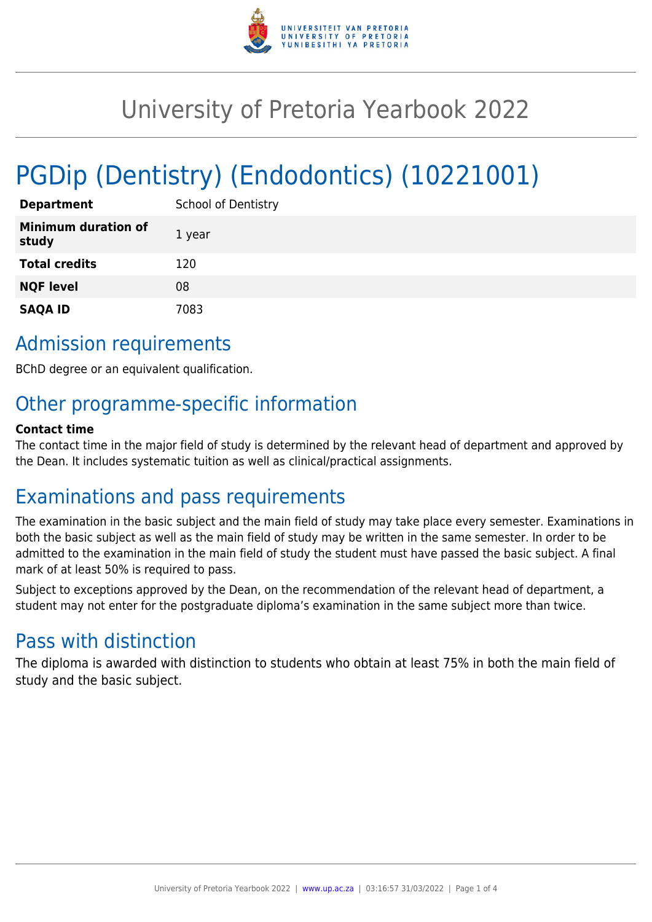# University of Pretoria Yearbook 2022

# PGDip (Dentistry) (Endodontics) (10221001)

| | |
|---|---|
| **Department** | School of Dentistry |
| **Minimum duration of study** | 1 year |
| **Total credits** | 120 |
| **NQF level** | 08 |
| **SAQA ID** | 7083 |

## Admission requirements

BChD degree or an equivalent qualification.

## Other programme-specific information

**Contact time**

The contact time in the major field of study is determined by the relevant head of department and approved by the Dean. It includes systematic tuition as well as clinical/practical assignments.

## Examinations and pass requirements

The examination in the basic subject and the main field of study may take place every semester. Examinations in both the basic subject as well as the main field of study may be written in the same semester. In order to be admitted to the examination in the main field of study the student must have passed the basic subject. A final mark of at least 50% is required to pass.

Subject to exceptions approved by the Dean, on the recommendation of the relevant head of department, a student may not enter for the postgraduate diploma's examination in the same subject more than twice.

## Pass with distinction

The diploma is awarded with distinction to students who obtain at least 75% in both the main field of study and the basic subject.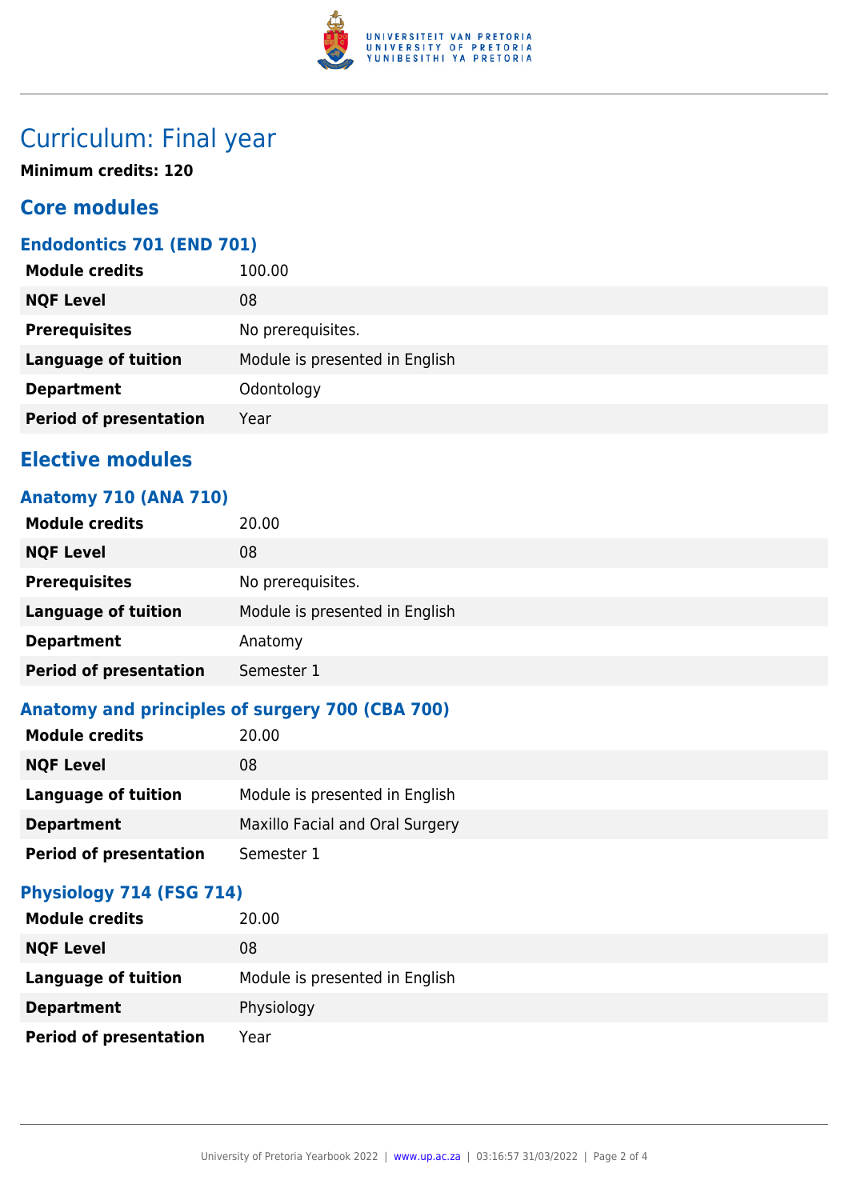# Curriculum: Final year

**Minimum credits: 120**

## Core modules

### Endodontics 701 (END 701)

| | |
|---|---|
| **Module credits** | 100.00 |
| **NQF Level** | 08 |
| **Prerequisites** | No prerequisites. |
| **Language of tuition** | Module is presented in English |
| **Department** | Odontology |
| **Period of presentation** | Year |

## Elective modules

### Anatomy 710 (ANA 710)

| | |
|---|---|
| **Module credits** | 20.00 |
| **NQF Level** | 08 |
| **Prerequisites** | No prerequisites. |
| **Language of tuition** | Module is presented in English |
| **Department** | Anatomy |
| **Period of presentation** | Semester 1 |

### Anatomy and principles of surgery 700 (CBA 700)

| | |
|---|---|
| **Module credits** | 20.00 |
| **NQF Level** | 08 |
| **Language of tuition** | Module is presented in English |
| **Department** | Maxillo Facial and Oral Surgery |
| **Period of presentation** | Semester 1 |

### Physiology 714 (FSG 714)

| | |
|---|---|
| **Module credits** | 20.00 |
| **NQF Level** | 08 |
| **Language of tuition** | Module is presented in English |
| **Department** | Physiology |
| **Period of presentation** | Year |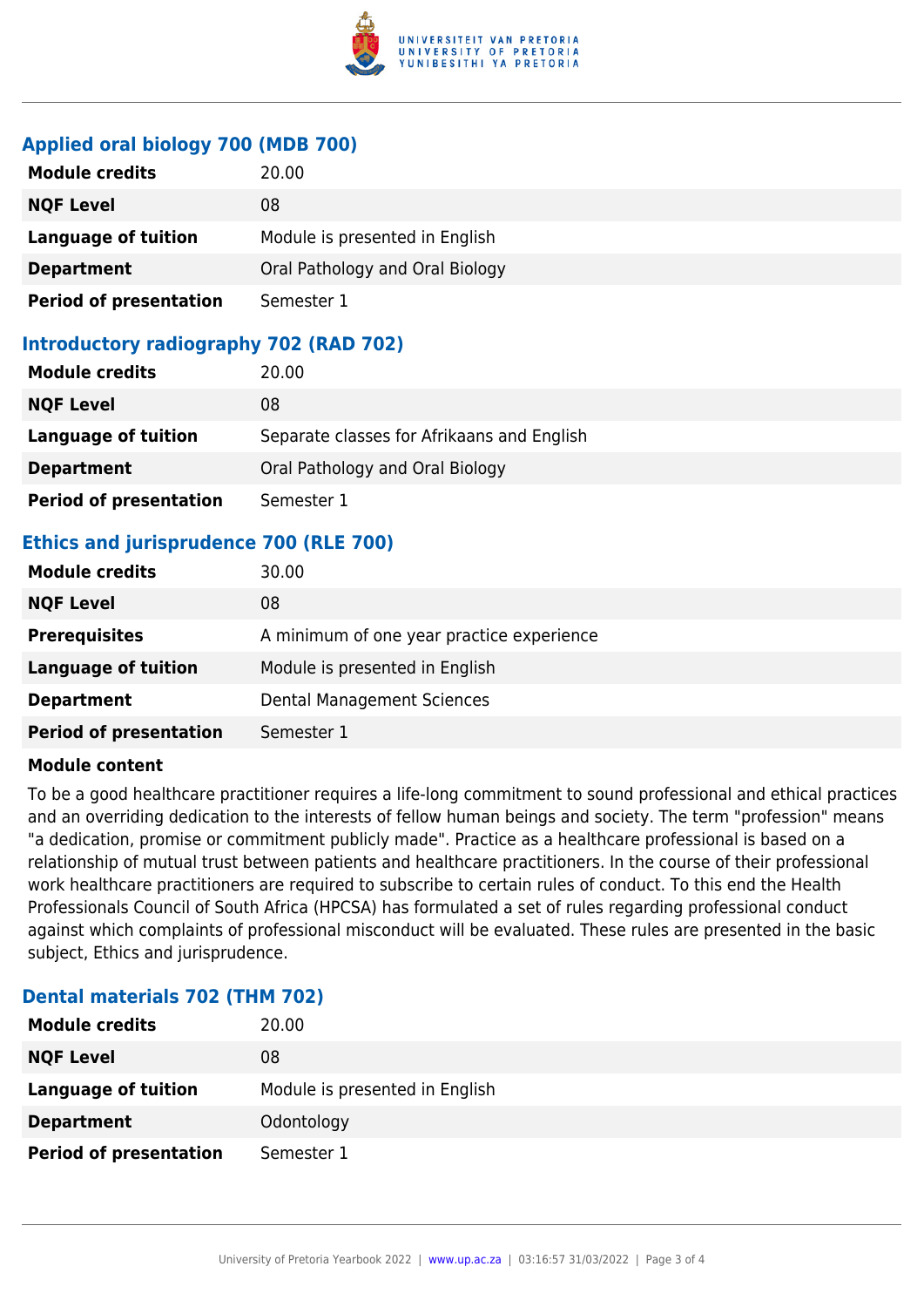### Applied oral biology 700 (MDB 700)

| | |
|---|---|
| **Module credits** | 20.00 |
| **NQF Level** | 08 |
| **Language of tuition** | Module is presented in English |
| **Department** | Oral Pathology and Oral Biology |
| **Period of presentation** | Semester 1 |

### Introductory radiography 702 (RAD 702)

| | |
|---|---|
| **Module credits** | 20.00 |
| **NQF Level** | 08 |
| **Language of tuition** | Separate classes for Afrikaans and English |
| **Department** | Oral Pathology and Oral Biology |
| **Period of presentation** | Semester 1 |

### Ethics and jurisprudence 700 (RLE 700)

| | |
|---|---|
| **Module credits** | 30.00 |
| **NQF Level** | 08 |
| **Prerequisites** | A minimum of one year practice experience |
| **Language of tuition** | Module is presented in English |
| **Department** | Dental Management Sciences |
| **Period of presentation** | Semester 1 |

**Module content**

To be a good healthcare practitioner requires a life-long commitment to sound professional and ethical practices and an overriding dedication to the interests of fellow human beings and society. The term "profession" means "a dedication, promise or commitment publicly made". Practice as a healthcare professional is based on a relationship of mutual trust between patients and healthcare practitioners. In the course of their professional work healthcare practitioners are required to subscribe to certain rules of conduct. To this end the Health Professionals Council of South Africa (HPCSA) has formulated a set of rules regarding professional conduct against which complaints of professional misconduct will be evaluated. These rules are presented in the basic subject, Ethics and jurisprudence.

### Dental materials 702 (THM 702)

| | |
|---|---|
| **Module credits** | 20.00 |
| **NQF Level** | 08 |
| **Language of tuition** | Module is presented in English |
| **Department** | Odontology |
| **Period of presentation** | Semester 1 |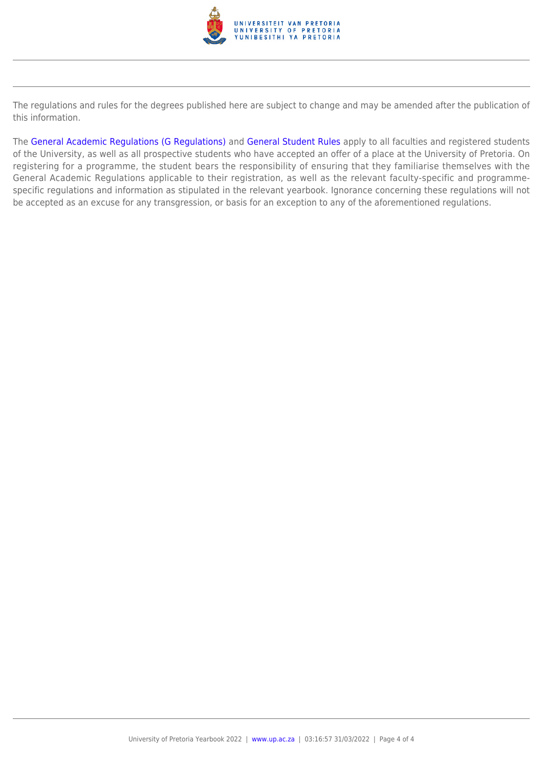The regulations and rules for the degrees published here are subject to change and may be amended after the publication of this information.

The General Academic Regulations (G Regulations) and General Student Rules apply to all faculties and registered students of the University, as well as all prospective students who have accepted an offer of a place at the University of Pretoria. On registering for a programme, the student bears the responsibility of ensuring that they familiarise themselves with the General Academic Regulations applicable to their registration, as well as the relevant faculty-specific and programme-specific regulations and information as stipulated in the relevant yearbook. Ignorance concerning these regulations will not be accepted as an excuse for any transgression, or basis for an exception to any of the aforementioned regulations.